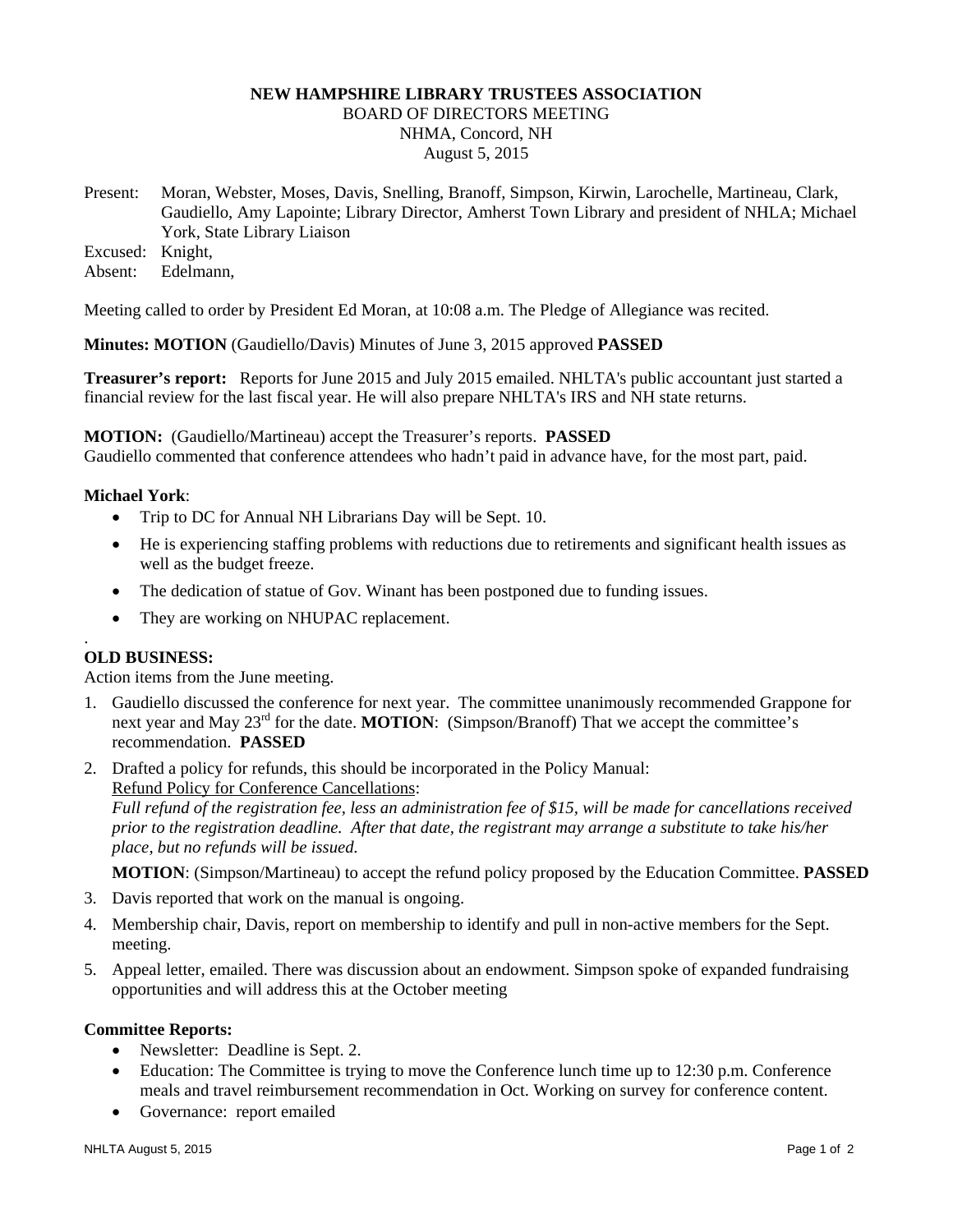**NEW HAMPSHIRE LIBRARY TRUSTEES ASSOCIATION**
BOARD OF DIRECTORS MEETING
NHMA, Concord, NH
August 5, 2015

Present: Moran, Webster, Moses, Davis, Snelling, Branoff, Simpson, Kirwin, Larochelle, Martineau, Clark, Gaudiello, Amy Lapointe; Library Director, Amherst Town Library and president of NHLA; Michael York, State Library Liaison
Excused: Knight,
Absent: Edelmann,

Meeting called to order by President Ed Moran, at 10:08 a.m. The Pledge of Allegiance was recited.

**Minutes: MOTION** (Gaudiello/Davis) Minutes of June 3, 2015 approved **PASSED**

**Treasurer's report:** Reports for June 2015 and July 2015 emailed. NHLTA's public accountant just started a financial review for the last fiscal year. He will also prepare NHLTA's IRS and NH state returns.

**MOTION:** (Gaudiello/Martineau) accept the Treasurer's reports. **PASSED**
Gaudiello commented that conference attendees who hadn't paid in advance have, for the most part, paid.

**Michael York**:

- Trip to DC for Annual NH Librarians Day will be Sept. 10.
- He is experiencing staffing problems with reductions due to retirements and significant health issues as well as the budget freeze.
- The dedication of statue of Gov. Winant has been postponed due to funding issues.
- They are working on NHUPAC replacement.

.
**OLD BUSINESS:**
Action items from the June meeting.

1. Gaudiello discussed the conference for next year. The committee unanimously recommended Grappone for next year and May 23rd for the date. **MOTION**: (Simpson/Branoff) That we accept the committee's recommendation. **PASSED**
2. Drafted a policy for refunds, this should be incorporated in the Policy Manual:
   Refund Policy for Conference Cancellations:
   *Full refund of the registration fee, less an administration fee of $15, will be made for cancellations received prior to the registration deadline. After that date, the registrant may arrange a substitute to take his/her place, but no refunds will be issued.*

   **MOTION**: (Simpson/Martineau) to accept the refund policy proposed by the Education Committee. **PASSED**
3. Davis reported that work on the manual is ongoing.
4. Membership chair, Davis, report on membership to identify and pull in non-active members for the Sept. meeting.
5. Appeal letter, emailed. There was discussion about an endowment. Simpson spoke of expanded fundraising opportunities and will address this at the October meeting

**Committee Reports:**

- Newsletter: Deadline is Sept. 2.
- Education: The Committee is trying to move the Conference lunch time up to 12:30 p.m. Conference meals and travel reimbursement recommendation in Oct. Working on survey for conference content.
- Governance: report emailed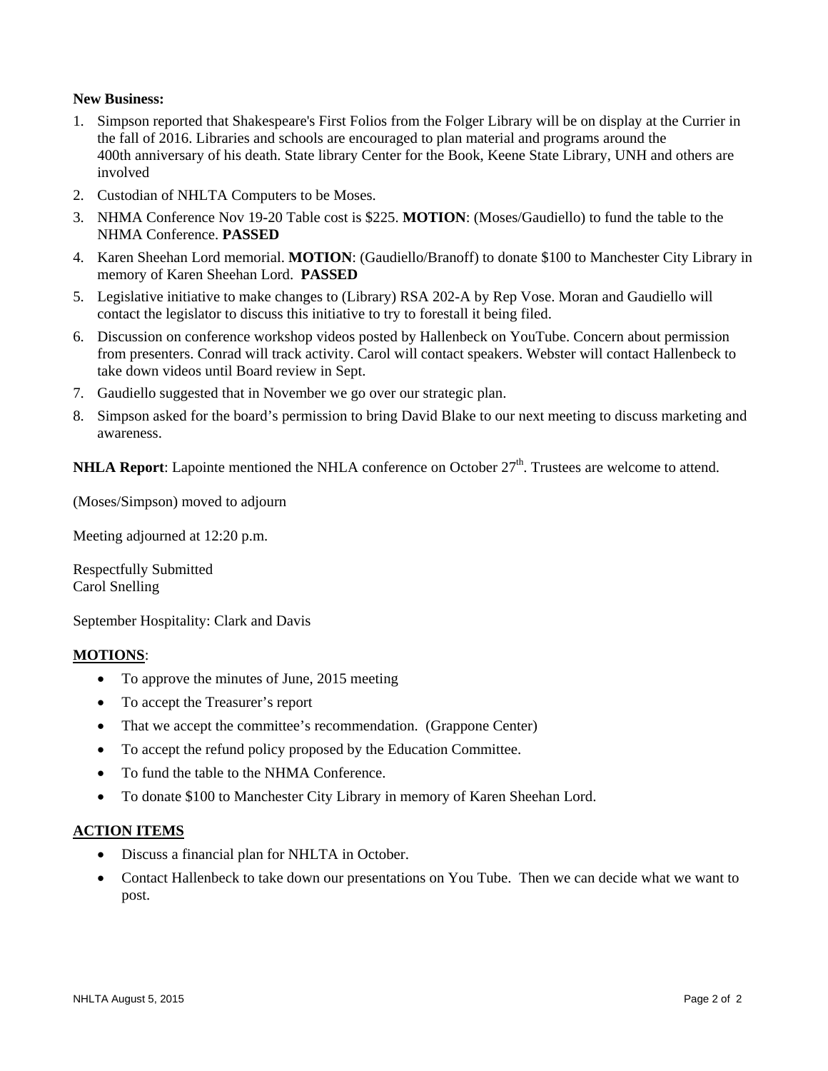**New Business:**

1. Simpson reported that Shakespeare's First Folios from the Folger Library will be on display at the Currier in the fall of 2016. Libraries and schools are encouraged to plan material and programs around the 400th anniversary of his death. State library Center for the Book, Keene State Library, UNH and others are involved
2. Custodian of NHLTA Computers to be Moses.
3. NHMA Conference Nov 19-20 Table cost is $225. **MOTION**: (Moses/Gaudiello) to fund the table to the NHMA Conference. **PASSED**
4. Karen Sheehan Lord memorial. **MOTION**: (Gaudiello/Branoff) to donate $100 to Manchester City Library in memory of Karen Sheehan Lord. **PASSED**
5. Legislative initiative to make changes to (Library) RSA 202-A by Rep Vose. Moran and Gaudiello will contact the legislator to discuss this initiative to try to forestall it being filed.
6. Discussion on conference workshop videos posted by Hallenbeck on YouTube. Concern about permission from presenters. Conrad will track activity. Carol will contact speakers. Webster will contact Hallenbeck to take down videos until Board review in Sept.
7. Gaudiello suggested that in November we go over our strategic plan.
8. Simpson asked for the board's permission to bring David Blake to our next meeting to discuss marketing and awareness.

**NHLA Report**: Lapointe mentioned the NHLA conference on October 27th. Trustees are welcome to attend.

(Moses/Simpson) moved to adjourn

Meeting adjourned at 12:20 p.m.

Respectfully Submitted
Carol Snelling

September Hospitality: Clark and Davis

**MOTIONS**:

- To approve the minutes of June, 2015 meeting
- To accept the Treasurer's report
- That we accept the committee's recommendation. (Grappone Center)
- To accept the refund policy proposed by the Education Committee.
- To fund the table to the NHMA Conference.
- To donate $100 to Manchester City Library in memory of Karen Sheehan Lord.

**ACTION ITEMS**

- Discuss a financial plan for NHLTA in October.
- Contact Hallenbeck to take down our presentations on You Tube. Then we can decide what we want to post.